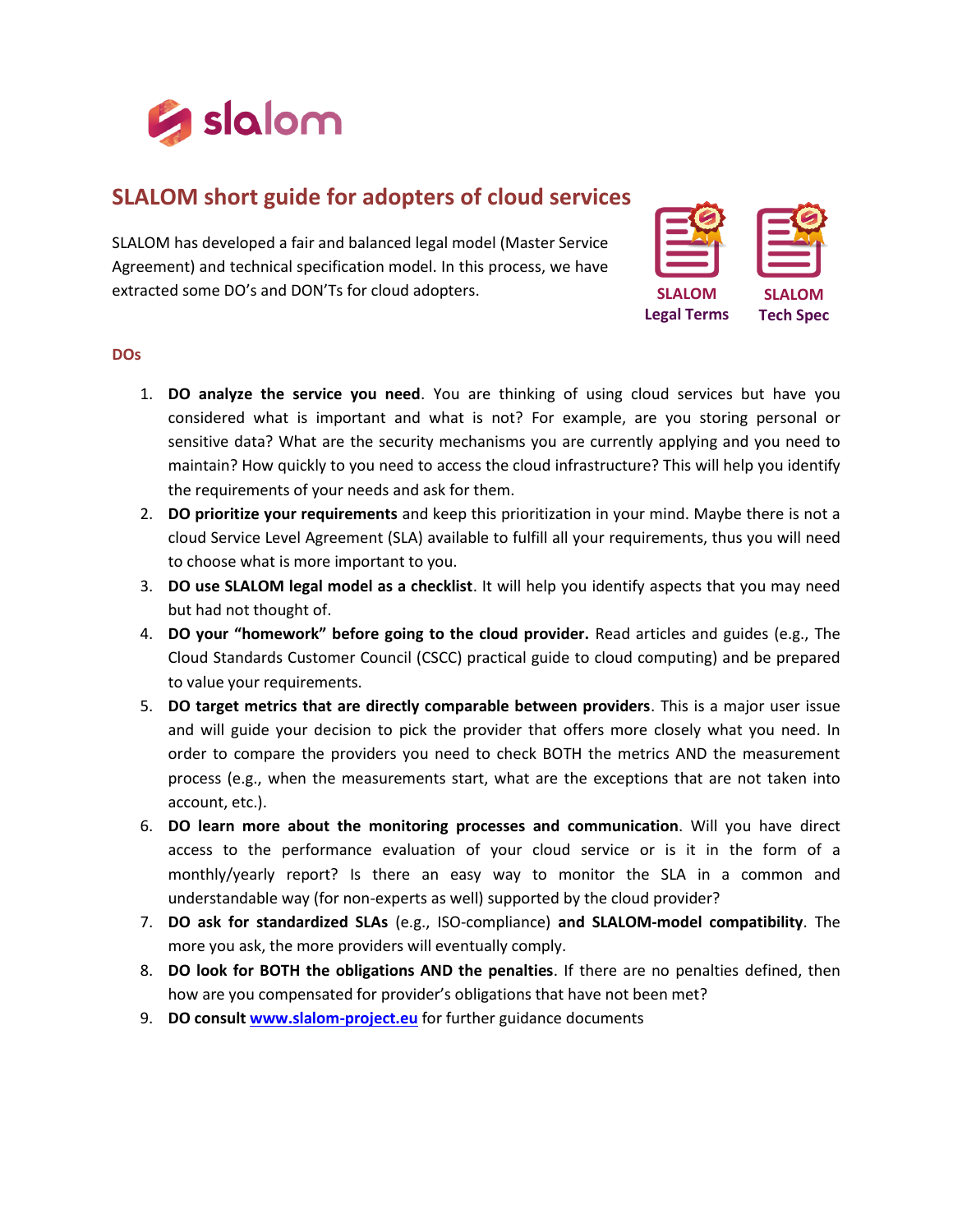# SLALOM short guide for adopters of cloud services

SLALOM has developed a fair and balanced legal model (Master Service Agreement) and technical specification model. In this process, we have extracted some DO's and DON'Ts for cloud adopters.

SLALOM Legal Terms

SLALOM Tech Spec

## DOs

1. **DO analyze the service you need**. You are thinking of using cloud services but have you considered what is important and what is not? For example, are you storing personal or sensitive data? What are the security mechanisms you are currently applying and you need to maintain? How quickly to you need to access the cloud infrastructure? This will help you identify the requirements of your needs and ask for them.
2. **DO prioritize your requirements** and keep this prioritization in your mind. Maybe there is not a cloud Service Level Agreement (SLA) available to fulfill all your requirements, thus you will need to choose what is more important to you.
3. **DO use SLALOM legal model as a checklist**. It will help you identify aspects that you may need but had not thought of.
4. **DO your "homework" before going to the cloud provider.** Read articles and guides (e.g., The Cloud Standards Customer Council (CSCC) practical guide to cloud computing) and be prepared to value your requirements.
5. **DO target metrics that are directly comparable between providers**. This is a major user issue and will guide your decision to pick the provider that offers more closely what you need. In order to compare the providers you need to check BOTH the metrics AND the measurement process (e.g., when the measurements start, what are the exceptions that are not taken into account, etc.).
6. **DO learn more about the monitoring processes and communication**. Will you have direct access to the performance evaluation of your cloud service or is it in the form of a monthly/yearly report? Is there an easy way to monitor the SLA in a common and understandable way (for non-experts as well) supported by the cloud provider?
7. **DO ask for standardized SLAs** (e.g., ISO-compliance) **and SLALOM-model compatibility**. The more you ask, the more providers will eventually comply.
8. **DO look for BOTH the obligations AND the penalties**. If there are no penalties defined, then how are you compensated for provider's obligations that have not been met?
9. **DO consult [www.slalom-project.eu](http://www.slalom-project.eu)** for further guidance documents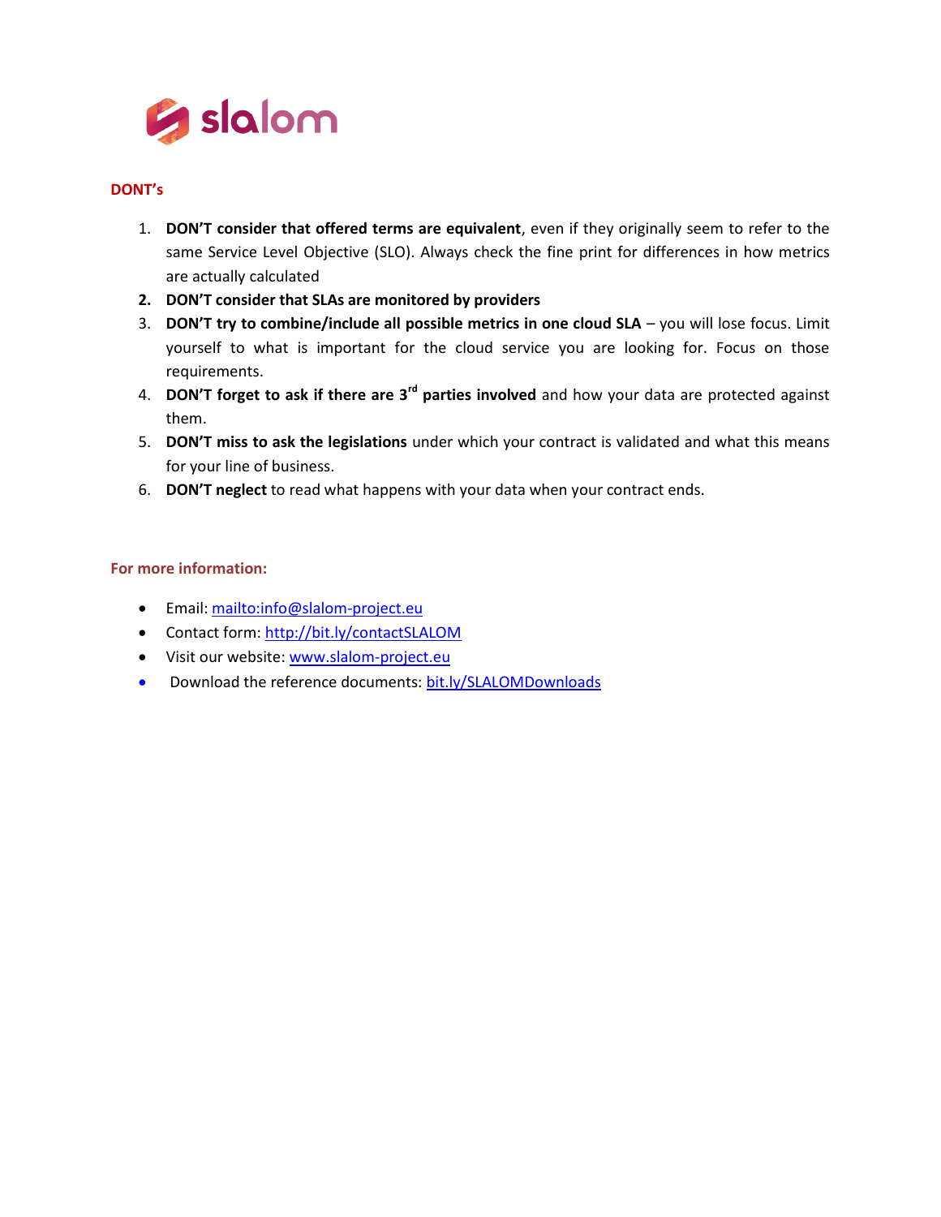**DONT's**

1. **DON'T consider that offered terms are equivalent**, even if they originally seem to refer to the same Service Level Objective (SLO). Always check the fine print for differences in how metrics are actually calculated
2. **DON'T consider that SLAs are monitored by providers**
3. **DON'T try to combine/include all possible metrics in one cloud SLA** – you will lose focus. Limit yourself to what is important for the cloud service you are looking for. Focus on those requirements.
4. **DON'T forget to ask if there are 3rd parties involved** and how your data are protected against them.
5. **DON'T miss to ask the legislations** under which your contract is validated and what this means for your line of business.
6. **DON'T neglect** to read what happens with your data when your contract ends.

**For more information:**

- Email: mailto:info@slalom-project.eu
- Contact form: http://bit.ly/contactSLALOM
- Visit our website: www.slalom-project.eu
- Download the reference documents: bit.ly/SLALOMDownloads